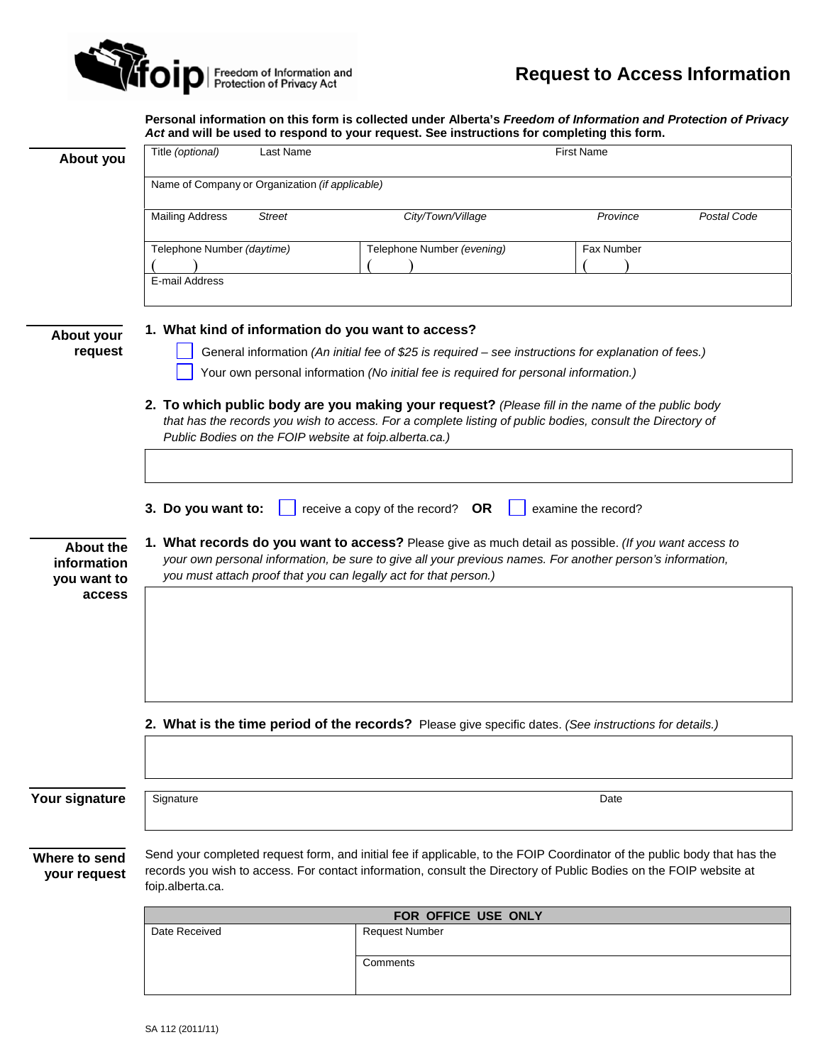foip | Freedom of Information and Protection of Privacy Act

# Request to Access Information

**Personal information on this form is collected under Alberta's *Freedom of Information and Protection of Privacy Act* and will be used to respond to your request. See instructions for completing this form.**

## About you

| Title *(optional)* | Last Name | First Name |
|---|---|---|
| | | |

Name of Company or Organization *(if applicable)*

| Mailing Address | *Street* | *City/Town/Village* | *Province* | *Postal Code* |
|---|---|---|---|---|
| | | | | |

| Telephone Number *(daytime)* | Telephone Number *(evening)* | Fax Number |
|---|---|---|
| ( ) | ( ) | ( ) |

E-mail Address

## About your request

**1. What kind of information do you want to access?**

- ☐ General information *(An initial fee of $25 is required – see instructions for explanation of fees.)*
- ☐ Your own personal information *(No initial fee is required for personal information.)*

**2. To which public body are you making your request?** *(Please fill in the name of the public body that has the records you wish to access. For a complete listing of public bodies, consult the Directory of Public Bodies on the FOIP website at foip.alberta.ca.)*

**3. Do you want to:** ☐ receive a copy of the record? **OR** ☐ examine the record?

## About the information you want to access

**1. What records do you want to access?** Please give as much detail as possible. *(If you want access to your own personal information, be sure to give all your previous names. For another person's information, you must attach proof that you can legally act for that person.)*

**2. What is the time period of the records?** Please give specific dates. *(See instructions for details.)*

## Your signature

| Signature | Date |
|---|---|
| | |

## Where to send your request

Send your completed request form, and initial fee if applicable, to the FOIP Coordinator of the public body that has the records you wish to access. For contact information, consult the Directory of Public Bodies on the FOIP website at foip.alberta.ca.

| FOR OFFICE USE ONLY | |
|---|---|
| Date Received | Request Number |
| | Comments |

SA 112 (2011/11)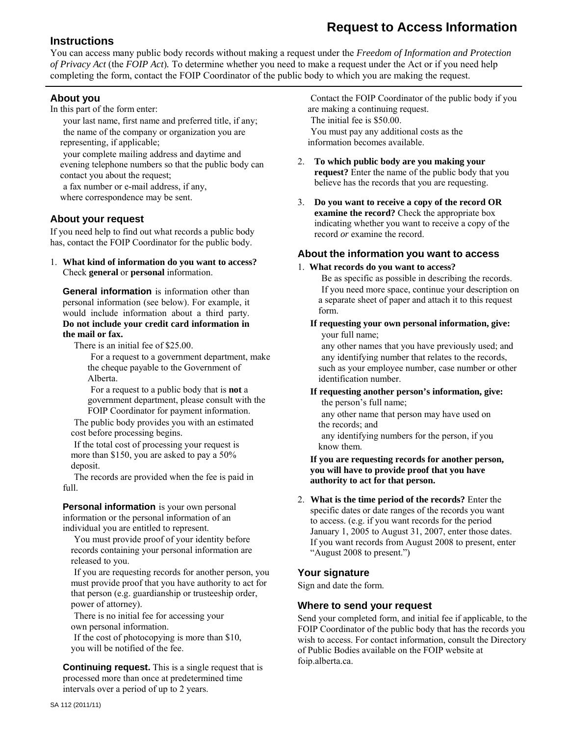# Request to Access Information

## Instructions

You can access many public body records without making a request under the *Freedom of Information and Protection of Privacy Act* (the *FOIP Act*). To determine whether you need to make a request under the Act or if you need help completing the form, contact the FOIP Coordinator of the public body to which you are making the request.

### About you

In this part of the form enter:

- your last name, first name and preferred title, if any;
- the name of the company or organization you are representing, if applicable;
- your complete mailing address and daytime and evening telephone numbers so that the public body can contact you about the request;
- a fax number or e-mail address, if any, where correspondence may be sent.

### About your request

If you need help to find out what records a public body has, contact the FOIP Coordinator for the public body.

1. **What kind of information do you want to access?** Check **general** or **personal** information.

   **General information** is information other than personal information (see below). For example, it would include information about a third party. **Do not include your credit card information in the mail or fax.**

   - There is an initial fee of $25.00.
     - For a request to a government department, make the cheque payable to the Government of Alberta.
     - For a request to a public body that is **not** a government department, please consult with the FOIP Coordinator for payment information.
   - The public body provides you with an estimated cost before processing begins.
   - If the total cost of processing your request is more than $150, you are asked to pay a 50% deposit.
   - The records are provided when the fee is paid in full.

   **Personal information** is your own personal information or the personal information of an individual you are entitled to represent.

   - You must provide proof of your identity before records containing your personal information are released to you.
   - If you are requesting records for another person, you must provide proof that you have authority to act for that person (e.g. guardianship or trusteeship order, power of attorney).
   - There is no initial fee for accessing your own personal information.
   - If the cost of photocopying is more than $10, you will be notified of the fee.

   **Continuing request.** This is a single request that is processed more than once at predetermined time intervals over a period of up to 2 years.

   - Contact the FOIP Coordinator of the public body if you are making a continuing request.
   - The initial fee is $50.00.
   - You must pay any additional costs as the information becomes available.

2. **To which public body are you making your request?** Enter the name of the public body that you believe has the records that you are requesting.

3. **Do you want to receive a copy of the record OR examine the record?** Check the appropriate box indicating whether you want to receive a copy of the record *or* examine the record.

### About the information you want to access

1. **What records do you want to access?**
   - Be as specific as possible in describing the records.
   - If you need more space, continue your description on a separate sheet of paper and attach it to this request form.

   **If requesting your own personal information, give:**
   - your full name;
   - any other names that you have previously used; and
   - any identifying number that relates to the records, such as your employee number, case number or other identification number.

   **If requesting another person's information, give:**
   - the person's full name;
   - any other name that person may have used on the records; and
   - any identifying numbers for the person, if you know them.

   **If you are requesting records for another person, you will have to provide proof that you have authority to act for that person.**

2. **What is the time period of the records?** Enter the specific dates or date ranges of the records you want to access. (e.g. if you want records for the period January 1, 2005 to August 31, 2007, enter those dates. If you want records from August 2008 to present, enter "August 2008 to present.")

### Your signature

Sign and date the form.

### Where to send your request

Send your completed form, and initial fee if applicable, to the FOIP Coordinator of the public body that has the records you wish to access. For contact information, consult the Directory of Public Bodies available on the FOIP website at foip.alberta.ca.

SA 112 (2011/11)